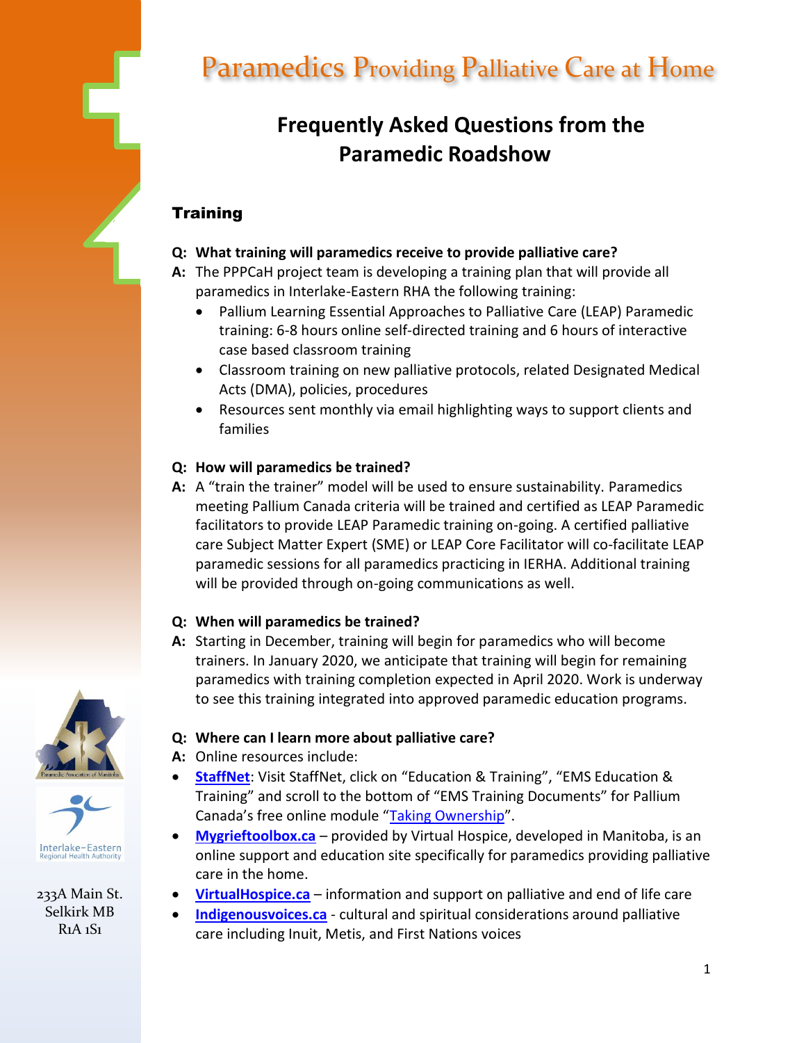# Paramedics Providing Palliative Care at Home

## Frequently Asked Questions from the Paramedic Roadshow

### Training

**Q: What training will paramedics receive to provide palliative care?**

**A:** The PPPCaH project team is developing a training plan that will provide all paramedics in Interlake-Eastern RHA the following training:

- Pallium Learning Essential Approaches to Palliative Care (LEAP) Paramedic training: 6-8 hours online self-directed training and 6 hours of interactive case based classroom training
- Classroom training on new palliative protocols, related Designated Medical Acts (DMA), policies, procedures
- Resources sent monthly via email highlighting ways to support clients and families

**Q: How will paramedics be trained?**

**A:** A "train the trainer" model will be used to ensure sustainability. Paramedics meeting Pallium Canada criteria will be trained and certified as LEAP Paramedic facilitators to provide LEAP Paramedic training on-going. A certified palliative care Subject Matter Expert (SME) or LEAP Core Facilitator will co-facilitate LEAP paramedic sessions for all paramedics practicing in IERHA. Additional training will be provided through on-going communications as well.

**Q: When will paramedics be trained?**

**A:** Starting in December, training will begin for paramedics who will become trainers. In January 2020, we anticipate that training will begin for remaining paramedics with training completion expected in April 2020. Work is underway to see this training integrated into approved paramedic education programs.

**Q: Where can I learn more about palliative care?**

**A:** Online resources include:

- **StaffNet**: Visit StaffNet, click on "Education & Training", "EMS Education & Training" and scroll to the bottom of "EMS Training Documents" for Pallium Canada's free online module "Taking Ownership".
- **Mygrieftoolbox.ca** – provided by Virtual Hospice, developed in Manitoba, is an online support and education site specifically for paramedics providing palliative care in the home.
- **VirtualHospice.ca** – information and support on palliative and end of life care
- **Indigenousvoices.ca** - cultural and spiritual considerations around palliative care including Inuit, Metis, and First Nations voices

233A Main St.
Selkirk MB
R1A 1S1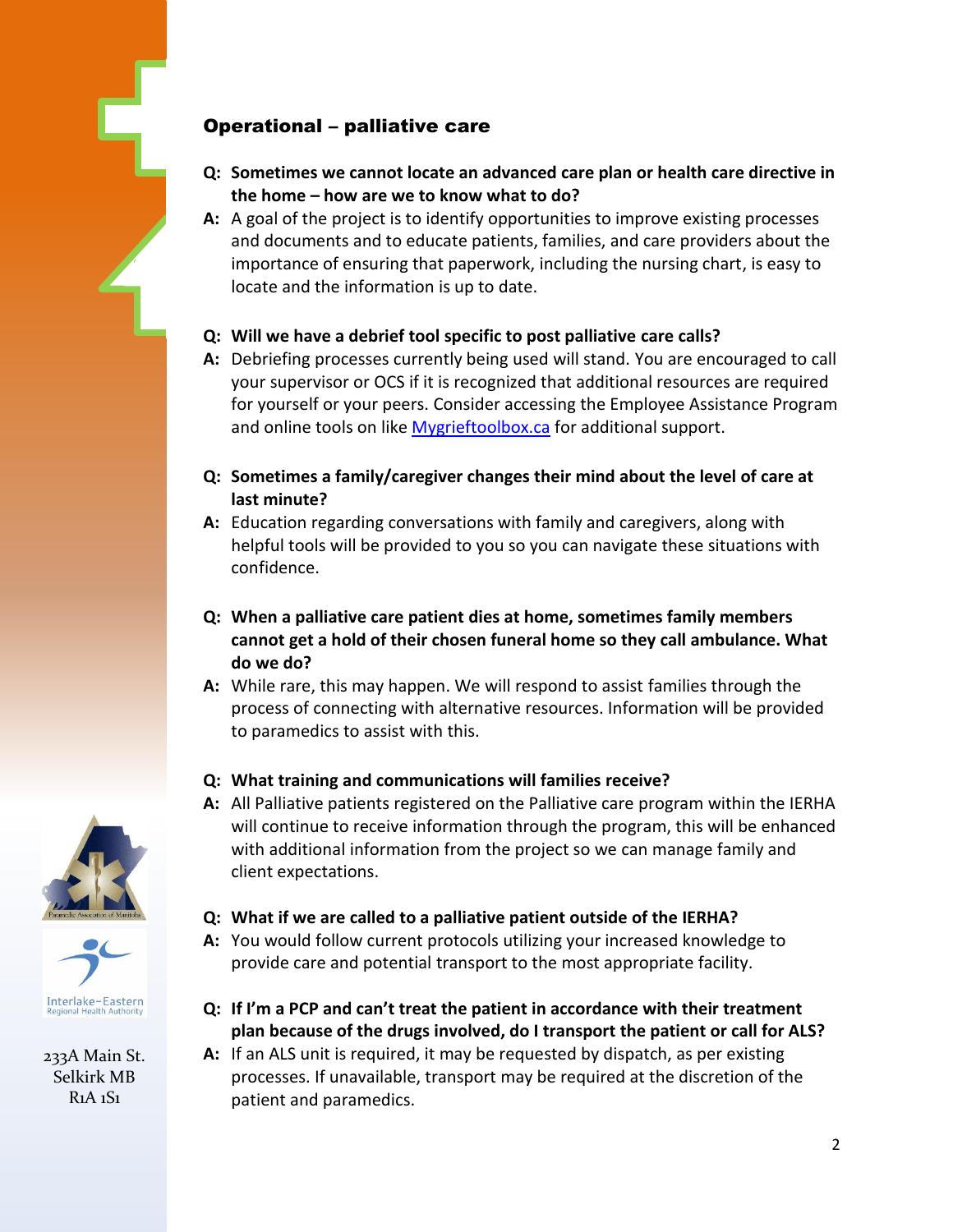## Operational – palliative care

**Q: Sometimes we cannot locate an advanced care plan or health care directive in the home – how are we to know what to do?**

**A:** A goal of the project is to identify opportunities to improve existing processes and documents and to educate patients, families, and care providers about the importance of ensuring that paperwork, including the nursing chart, is easy to locate and the information is up to date.

**Q: Will we have a debrief tool specific to post palliative care calls?**

**A:** Debriefing processes currently being used will stand. You are encouraged to call your supervisor or OCS if it is recognized that additional resources are required for yourself or your peers. Consider accessing the Employee Assistance Program and online tools on like Mygrieftoolbox.ca for additional support.

**Q: Sometimes a family/caregiver changes their mind about the level of care at last minute?**

**A:** Education regarding conversations with family and caregivers, along with helpful tools will be provided to you so you can navigate these situations with confidence.

**Q: When a palliative care patient dies at home, sometimes family members cannot get a hold of their chosen funeral home so they call ambulance. What do we do?**

**A:** While rare, this may happen. We will respond to assist families through the process of connecting with alternative resources. Information will be provided to paramedics to assist with this.

**Q: What training and communications will families receive?**

**A:** All Palliative patients registered on the Palliative care program within the IERHA will continue to receive information through the program, this will be enhanced with additional information from the project so we can manage family and client expectations.

**Q: What if we are called to a palliative patient outside of the IERHA?**

**A:** You would follow current protocols utilizing your increased knowledge to provide care and potential transport to the most appropriate facility.

**Q: If I'm a PCP and can't treat the patient in accordance with their treatment plan because of the drugs involved, do I transport the patient or call for ALS?**

**A:** If an ALS unit is required, it may be requested by dispatch, as per existing processes. If unavailable, transport may be required at the discretion of the patient and paramedics.

233A Main St.
Selkirk MB
R1A 1S1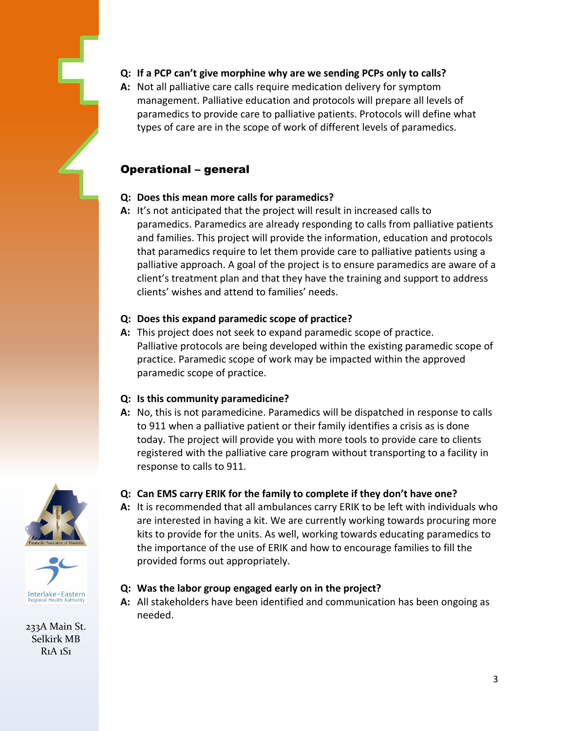**Q: If a PCP can't give morphine why are we sending PCPs only to calls?**

**A:** Not all palliative care calls require medication delivery for symptom management. Palliative education and protocols will prepare all levels of paramedics to provide care to palliative patients. Protocols will define what types of care are in the scope of work of different levels of paramedics.

## Operational – general

**Q: Does this mean more calls for paramedics?**

**A:** It's not anticipated that the project will result in increased calls to paramedics. Paramedics are already responding to calls from palliative patients and families. This project will provide the information, education and protocols that paramedics require to let them provide care to palliative patients using a palliative approach. A goal of the project is to ensure paramedics are aware of a client's treatment plan and that they have the training and support to address clients' wishes and attend to families' needs.

**Q: Does this expand paramedic scope of practice?**

**A:** This project does not seek to expand paramedic scope of practice. Palliative protocols are being developed within the existing paramedic scope of practice. Paramedic scope of work may be impacted within the approved paramedic scope of practice.

**Q: Is this community paramedicine?**

**A:** No, this is not paramedicine. Paramedics will be dispatched in response to calls to 911 when a palliative patient or their family identifies a crisis as is done today. The project will provide you with more tools to provide care to clients registered with the palliative care program without transporting to a facility in response to calls to 911.

**Q: Can EMS carry ERIK for the family to complete if they don't have one?**

**A:** It is recommended that all ambulances carry ERIK to be left with individuals who are interested in having a kit. We are currently working towards procuring more kits to provide for the units. As well, working towards educating paramedics to the importance of the use of ERIK and how to encourage families to fill the provided forms out appropriately.

**Q: Was the labor group engaged early on in the project?**

**A:** All stakeholders have been identified and communication has been ongoing as needed.

Paramedic Association of Manitoba

Interlake-Eastern Regional Health Authority

233A Main St.
Selkirk MB
R1A 1S1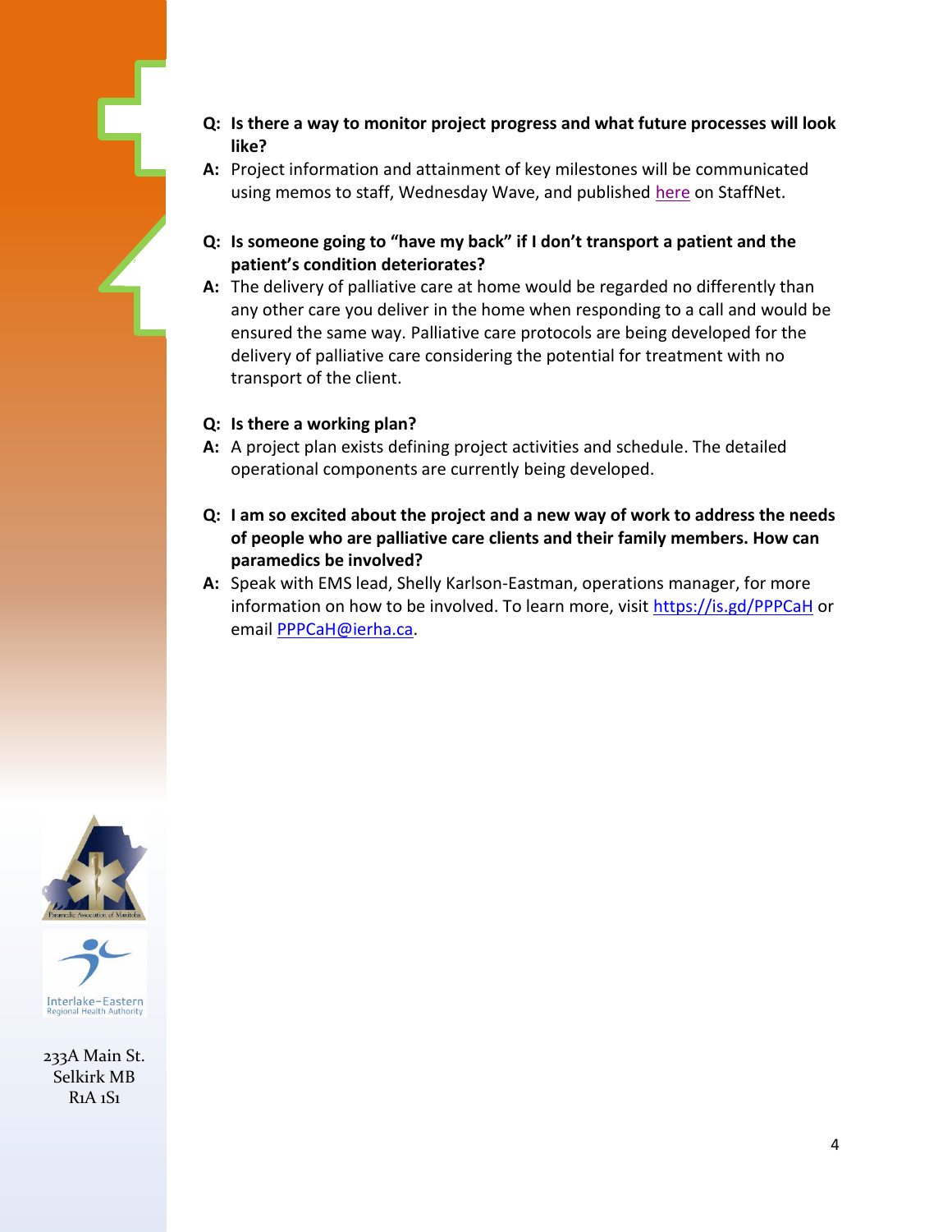**Q: Is there a way to monitor project progress and what future processes will look like?**

**A:** Project information and attainment of key milestones will be communicated using memos to staff, Wednesday Wave, and published here on StaffNet.

**Q: Is someone going to "have my back" if I don't transport a patient and the patient's condition deteriorates?**

**A:** The delivery of palliative care at home would be regarded no differently than any other care you deliver in the home when responding to a call and would be ensured the same way. Palliative care protocols are being developed for the delivery of palliative care considering the potential for treatment with no transport of the client.

**Q: Is there a working plan?**

**A:** A project plan exists defining project activities and schedule. The detailed operational components are currently being developed.

**Q: I am so excited about the project and a new way of work to address the needs of people who are palliative care clients and their family members. How can paramedics be involved?**

**A:** Speak with EMS lead, Shelly Karlson-Eastman, operations manager, for more information on how to be involved. To learn more, visit https://is.gd/PPPCaH or email PPPCaH@ierha.ca.

Paramedic Association of Manitoba

Interlake-Eastern Regional Health Authority

233A Main St.
Selkirk MB
R1A 1S1